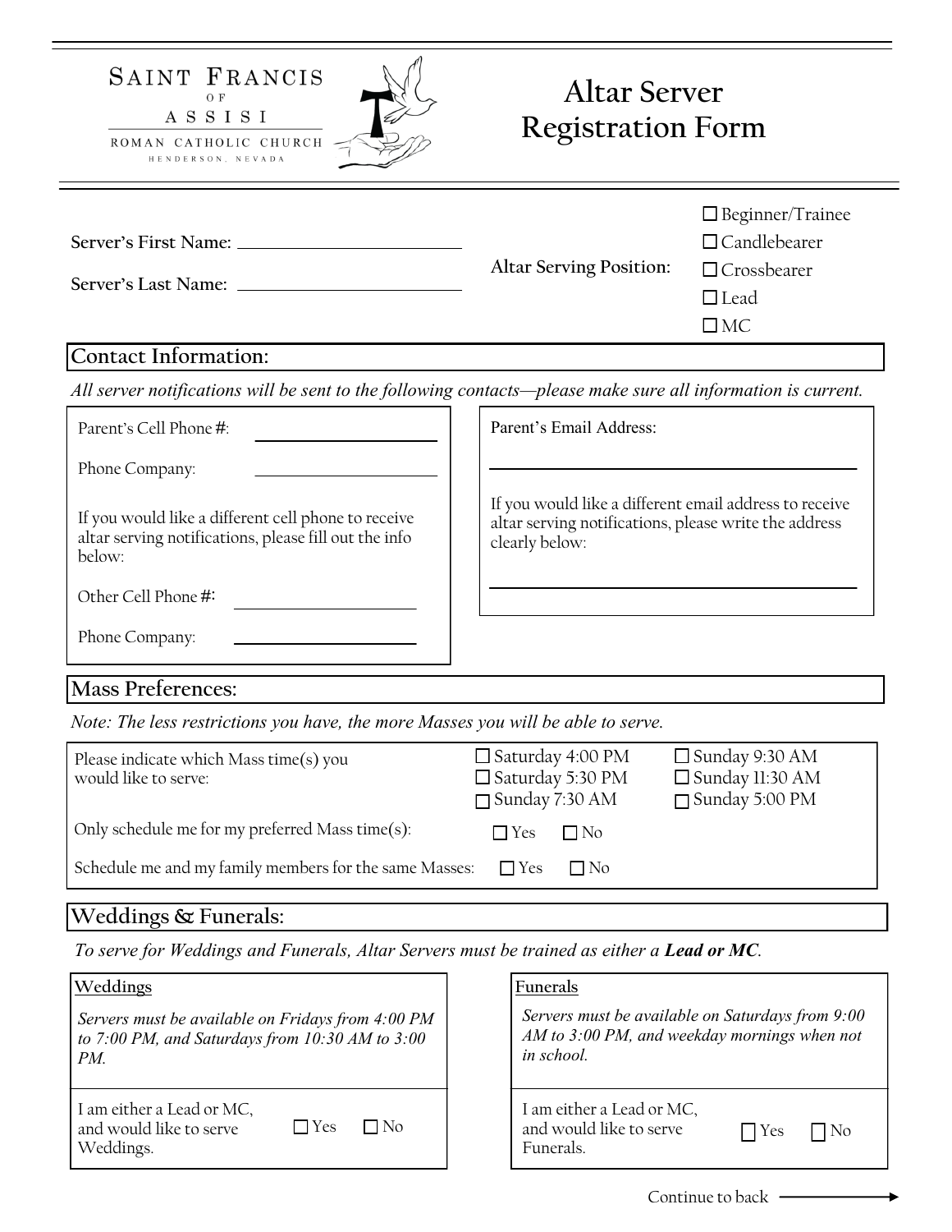SAINT FRANCIS OF ASSISI
ROMAN CATHOLIC CHURCH
HENDERSON, NEVADA

# Altar Server Registration Form

**Server's First Name:** ______________________

**Server's Last Name:** ______________________

**Altar Serving Position:**

- ☐ Beginner/Trainee
- ☐ Candlebearer
- ☐ Crossbearer
- ☐ Lead
- ☐ MC

## Contact Information:

*All server notifications will be sent to the following contacts—please make sure all information is current.*

Parent's Cell Phone #: ______________________

Phone Company: ______________________

If you would like a different cell phone to receive altar serving notifications, please fill out the info below:

Other Cell Phone #: ______________________

Phone Company: ______________________

Parent's Email Address:

______________________

If you would like a different email address to receive altar serving notifications, please write the address clearly below:

______________________

## Mass Preferences:

*Note: The less restrictions you have, the more Masses you will be able to serve.*

Please indicate which Mass time(s) you would like to serve:

- ☐ Saturday 4:00 PM
- ☐ Saturday 5:30 PM
- ☐ Sunday 7:30 AM
- ☐ Sunday 9:30 AM
- ☐ Sunday 11:30 AM
- ☐ Sunday 5:00 PM

Only schedule me for my preferred Mass time(s): ☐ Yes ☐ No

Schedule me and my family members for the same Masses: ☐ Yes ☐ No

## Weddings & Funerals:

*To serve for Weddings and Funerals, Altar Servers must be trained as either a **Lead or MC**.*

### Weddings

*Servers must be available on Fridays from 4:00 PM to 7:00 PM, and Saturdays from 10:30 AM to 3:00 PM.*

I am either a Lead or MC, and would like to serve Weddings. ☐ Yes ☐ No

### Funerals

*Servers must be available on Saturdays from 9:00 AM to 3:00 PM, and weekday mornings when not in school.*

I am either a Lead or MC, and would like to serve Funerals. ☐ Yes ☐ No

Continue to back →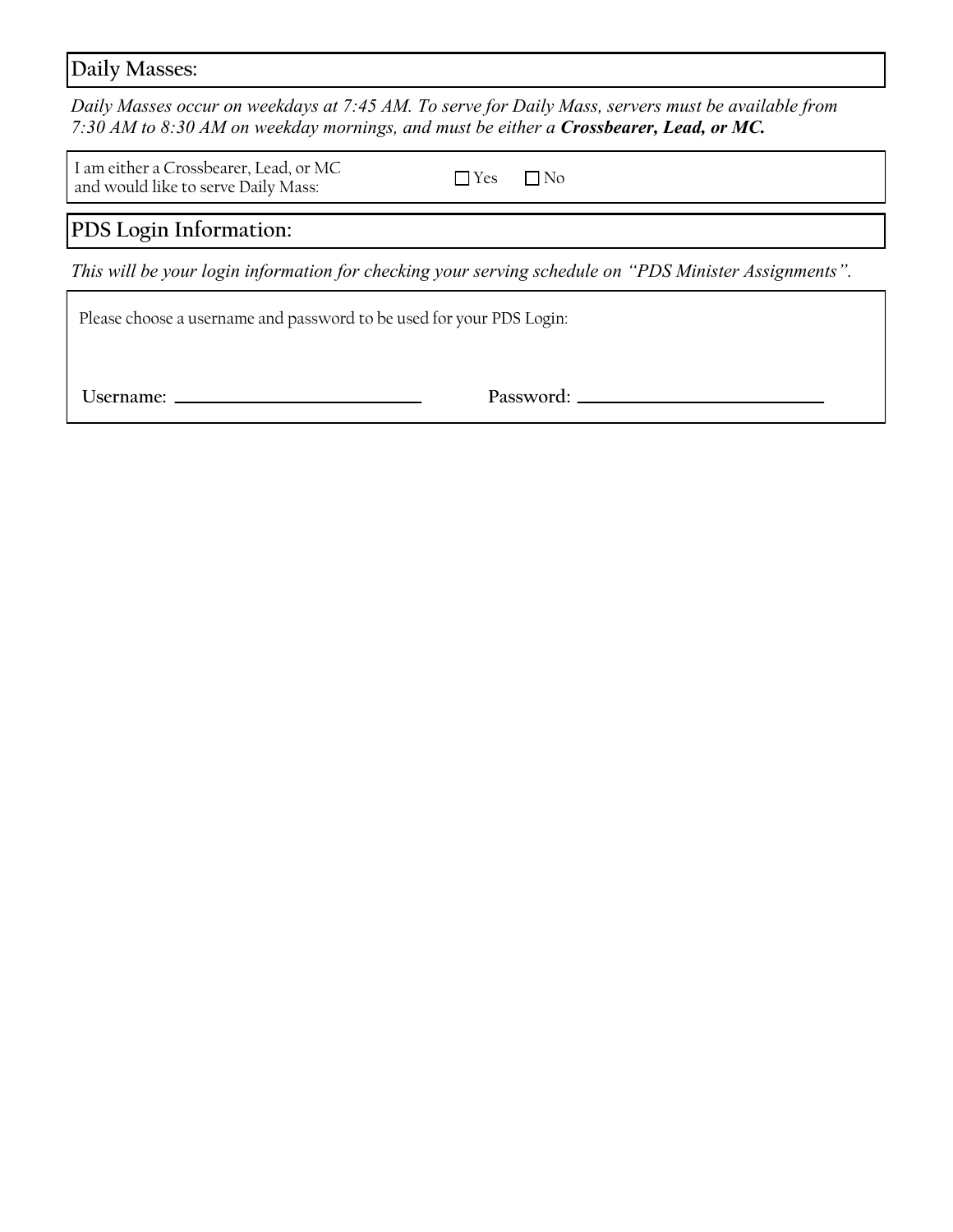## Daily Masses:

*Daily Masses occur on weekdays at 7:45 AM. To serve for Daily Mass, servers must be available from 7:30 AM to 8:30 AM on weekday mornings, and must be either a **Crossbearer, Lead, or MC.***

I am either a Crossbearer, Lead, or MC and would like to serve Daily Mass: ☐ Yes ☐ No

## PDS Login Information:

*This will be your login information for checking your serving schedule on "PDS Minister Assignments".*

Please choose a username and password to be used for your PDS Login:

**Username:** ____________________ **Password:** ____________________